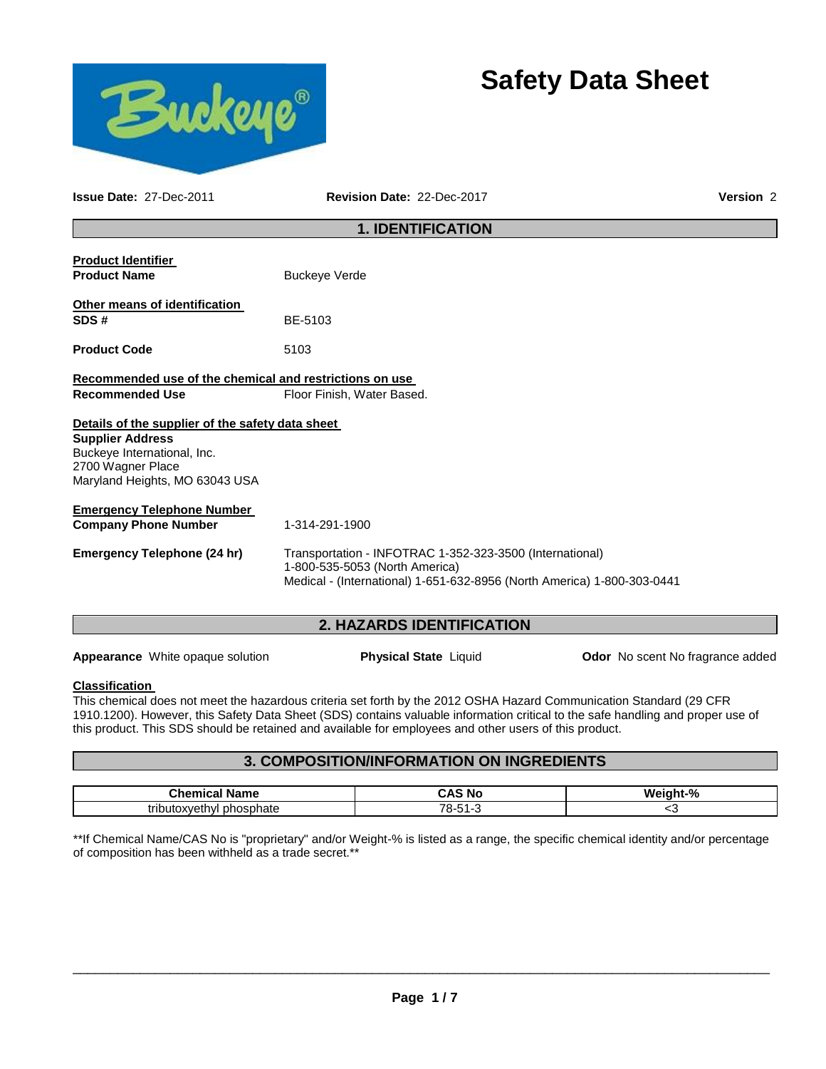# Safety Data Sheet

**Issue Date:** 27-Dec-2011 **Revision Date:** 22-Dec-2017 **Version** 2

## 1. IDENTIFICATION

**Product Identifier**

**Product Name** Buckeye Verde

**Other means of identification**

**SDS #** BE-5103

**Product Code** 5103

**Recommended use of the chemical and restrictions on use**

**Recommended Use** Floor Finish, Water Based.

**Details of the supplier of the safety data sheet**

**Supplier Address**
Buckeye International, Inc.
2700 Wagner Place
Maryland Heights, MO 63043 USA

**Emergency Telephone Number**

**Company Phone Number** 1-314-291-1900

**Emergency Telephone (24 hr)** Transportation - INFOTRAC 1-352-323-3500 (International)
1-800-535-5053 (North America)
Medical - (International) 1-651-632-8956 (North America) 1-800-303-0441

## 2. HAZARDS IDENTIFICATION

**Appearance** White opaque solution **Physical State** Liquid **Odor** No scent No fragrance added

**Classification**

This chemical does not meet the hazardous criteria set forth by the 2012 OSHA Hazard Communication Standard (29 CFR 1910.1200). However, this Safety Data Sheet (SDS) contains valuable information critical to the safe handling and proper use of this product. This SDS should be retained and available for employees and other users of this product.

## 3. COMPOSITION/INFORMATION ON INGREDIENTS

| Chemical Name | CAS No | Weight-% |
|---|---|---|
| tributoxyethyl phosphate | 78-51-3 | <3 |

**If Chemical Name/CAS No is "proprietary" and/or Weight-% is listed as a range, the specific chemical identity and/or percentage of composition has been withheld as a trade secret.**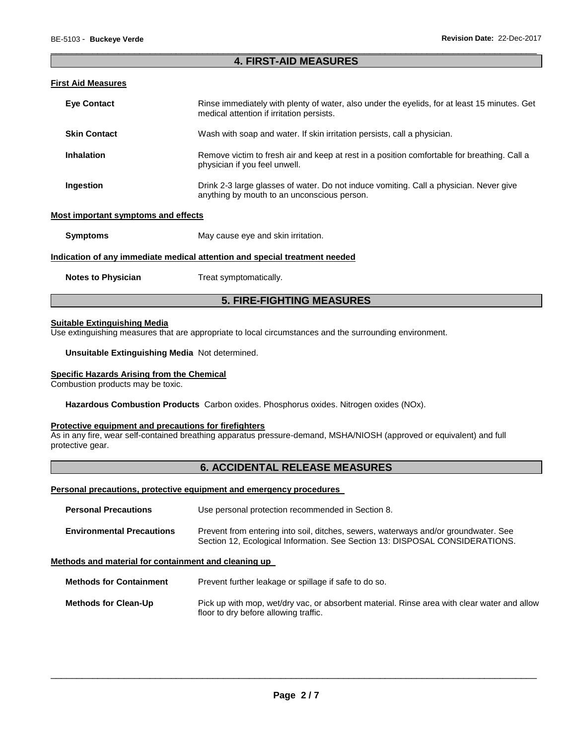## 4. FIRST-AID MEASURES

### First Aid Measures

**Eye Contact** Rinse immediately with plenty of water, also under the eyelids, for at least 15 minutes. Get medical attention if irritation persists.

**Skin Contact** Wash with soap and water. If skin irritation persists, call a physician.

**Inhalation** Remove victim to fresh air and keep at rest in a position comfortable for breathing. Call a physician if you feel unwell.

**Ingestion** Drink 2-3 large glasses of water. Do not induce vomiting. Call a physician. Never give anything by mouth to an unconscious person.

### Most important symptoms and effects

**Symptoms** May cause eye and skin irritation.

### Indication of any immediate medical attention and special treatment needed

**Notes to Physician** Treat symptomatically.

## 5. FIRE-FIGHTING MEASURES

### Suitable Extinguishing Media

Use extinguishing measures that are appropriate to local circumstances and the surrounding environment.

**Unsuitable Extinguishing Media** Not determined.

### Specific Hazards Arising from the Chemical

Combustion products may be toxic.

**Hazardous Combustion Products** Carbon oxides. Phosphorus oxides. Nitrogen oxides (NOx).

### Protective equipment and precautions for firefighters

As in any fire, wear self-contained breathing apparatus pressure-demand, MSHA/NIOSH (approved or equivalent) and full protective gear.

## 6. ACCIDENTAL RELEASE MEASURES

### Personal precautions, protective equipment and emergency procedures

**Personal Precautions** Use personal protection recommended in Section 8.

**Environmental Precautions** Prevent from entering into soil, ditches, sewers, waterways and/or groundwater. See Section 12, Ecological Information. See Section 13: DISPOSAL CONSIDERATIONS.

### Methods and material for containment and cleaning up

**Methods for Containment** Prevent further leakage or spillage if safe to do so.

**Methods for Clean-Up** Pick up with mop, wet/dry vac, or absorbent material. Rinse area with clear water and allow floor to dry before allowing traffic.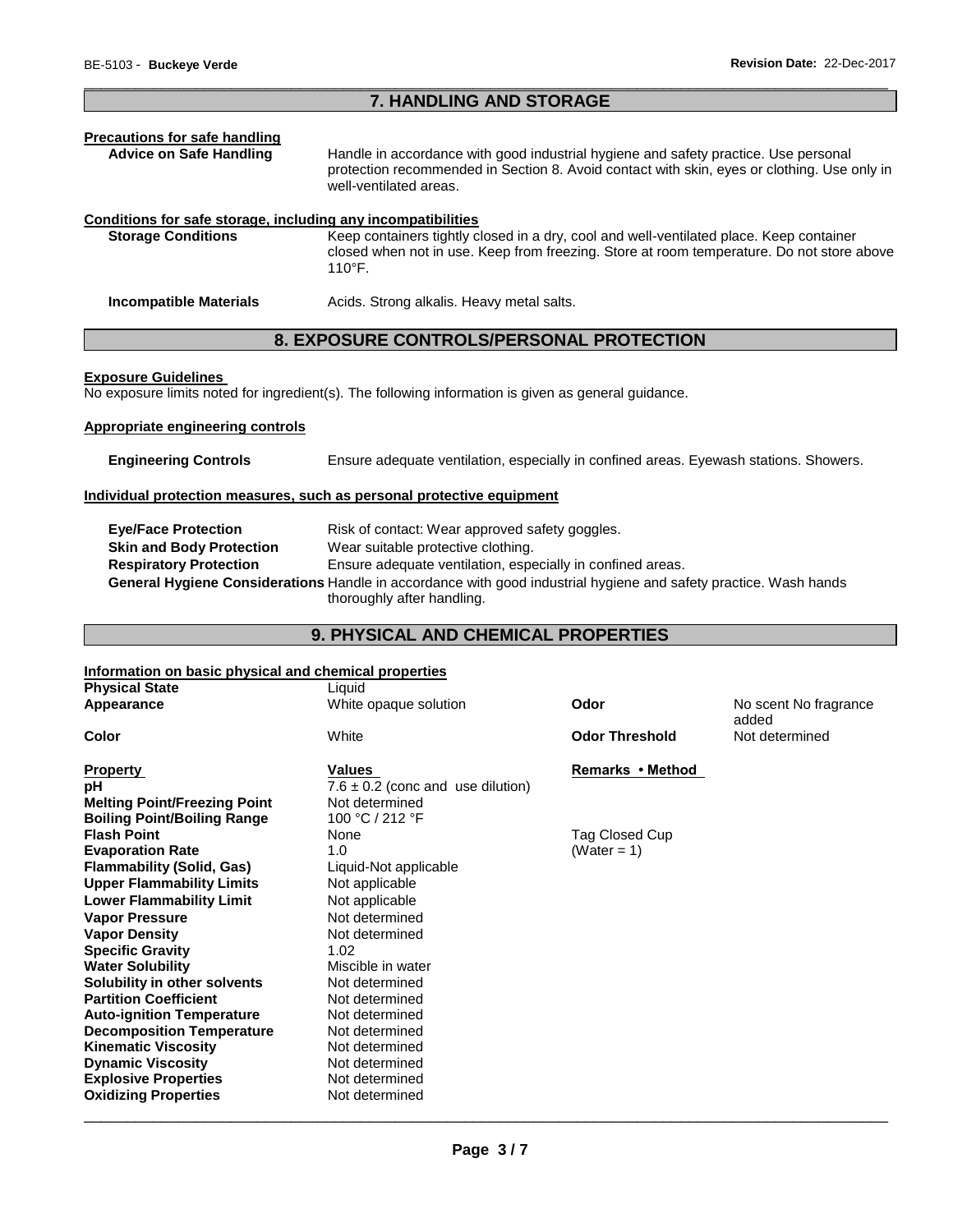## 7. HANDLING AND STORAGE

**Precautions for safe handling**

**Advice on Safe Handling** Handle in accordance with good industrial hygiene and safety practice. Use personal protection recommended in Section 8. Avoid contact with skin, eyes or clothing. Use only in well-ventilated areas.

**Conditions for safe storage, including any incompatibilities**

**Storage Conditions** Keep containers tightly closed in a dry, cool and well-ventilated place. Keep container closed when not in use. Keep from freezing. Store at room temperature. Do not store above 110°F.

**Incompatible Materials** Acids. Strong alkalis. Heavy metal salts.

## 8. EXPOSURE CONTROLS/PERSONAL PROTECTION

**Exposure Guidelines**

No exposure limits noted for ingredient(s). The following information is given as general guidance.

**Appropriate engineering controls**

**Engineering Controls** Ensure adequate ventilation, especially in confined areas. Eyewash stations. Showers.

**Individual protection measures, such as personal protective equipment**

**Eye/Face Protection** Risk of contact: Wear approved safety goggles.

**Skin and Body Protection** Wear suitable protective clothing.

**Respiratory Protection** Ensure adequate ventilation, especially in confined areas.

**General Hygiene Considerations** Handle in accordance with good industrial hygiene and safety practice. Wash hands thoroughly after handling.

## 9. PHYSICAL AND CHEMICAL PROPERTIES

**Information on basic physical and chemical properties**

| | | | |
|---|---|---|---|
| **Physical State** | Liquid | | |
| **Appearance** | White opaque solution | **Odor** | No scent No fragrance added |
| **Color** | White | **Odor Threshold** | Not determined |

| **Property** | **Values** | **Remarks • Method** |
|---|---|---|
| **pH** | 7.6 ± 0.2 (conc and use dilution) | |
| **Melting Point/Freezing Point** | Not determined | |
| **Boiling Point/Boiling Range** | 100 °C / 212 °F | |
| **Flash Point** | None | Tag Closed Cup |
| **Evaporation Rate** | 1.0 | (Water = 1) |
| **Flammability (Solid, Gas)** | Liquid-Not applicable | |
| **Upper Flammability Limits** | Not applicable | |
| **Lower Flammability Limit** | Not applicable | |
| **Vapor Pressure** | Not determined | |
| **Vapor Density** | Not determined | |
| **Specific Gravity** | 1.02 | |
| **Water Solubility** | Miscible in water | |
| **Solubility in other solvents** | Not determined | |
| **Partition Coefficient** | Not determined | |
| **Auto-ignition Temperature** | Not determined | |
| **Decomposition Temperature** | Not determined | |
| **Kinematic Viscosity** | Not determined | |
| **Dynamic Viscosity** | Not determined | |
| **Explosive Properties** | Not determined | |
| **Oxidizing Properties** | Not determined | |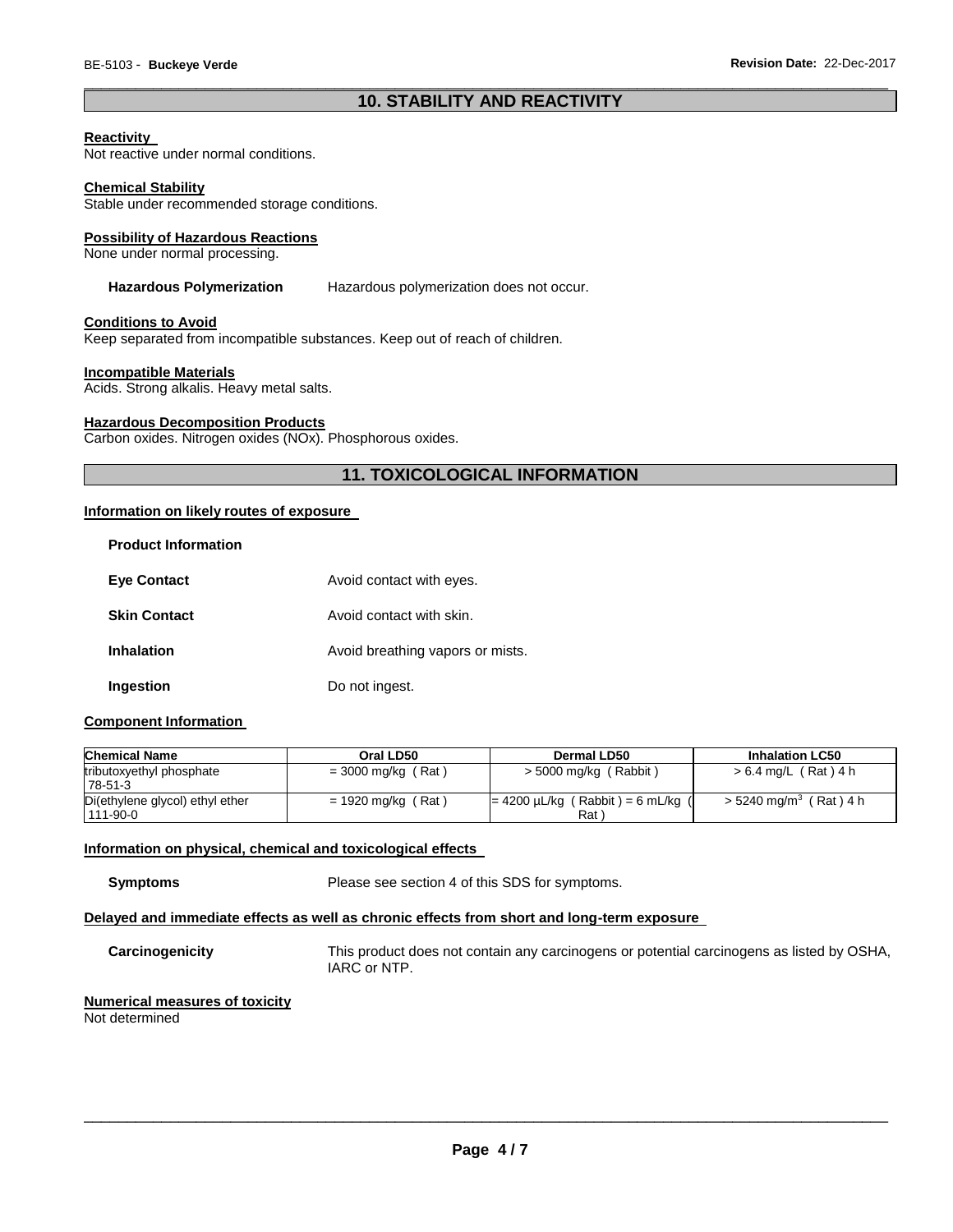## 10. STABILITY AND REACTIVITY

**Reactivity**
Not reactive under normal conditions.

**Chemical Stability**
Stable under recommended storage conditions.

**Possibility of Hazardous Reactions**
None under normal processing.

**Hazardous Polymerization** Hazardous polymerization does not occur.

**Conditions to Avoid**
Keep separated from incompatible substances. Keep out of reach of children.

**Incompatible Materials**
Acids. Strong alkalis. Heavy metal salts.

**Hazardous Decomposition Products**
Carbon oxides. Nitrogen oxides (NOx). Phosphorous oxides.

## 11. TOXICOLOGICAL INFORMATION

**Information on likely routes of exposure**

**Product Information**

**Eye Contact** Avoid contact with eyes.

**Skin Contact** Avoid contact with skin.

**Inhalation** Avoid breathing vapors or mists.

**Ingestion** Do not ingest.

**Component Information**

| Chemical Name | Oral LD50 | Dermal LD50 | Inhalation LC50 |
|---|---|---|---|
| tributoxyethyl phosphate 78-51-3 | = 3000 mg/kg ( Rat ) | > 5000 mg/kg ( Rabbit ) | > 6.4 mg/L ( Rat ) 4 h |
| Di(ethylene glycol) ethyl ether 111-90-0 | = 1920 mg/kg ( Rat ) | = 4200 µL/kg ( Rabbit ) = 6 mL/kg ( Rat ) | > 5240 mg/m$^3$ ( Rat ) 4 h |

**Information on physical, chemical and toxicological effects**

**Symptoms** Please see section 4 of this SDS for symptoms.

**Delayed and immediate effects as well as chronic effects from short and long-term exposure**

**Carcinogenicity** This product does not contain any carcinogens or potential carcinogens as listed by OSHA, IARC or NTP.

**Numerical measures of toxicity**
Not determined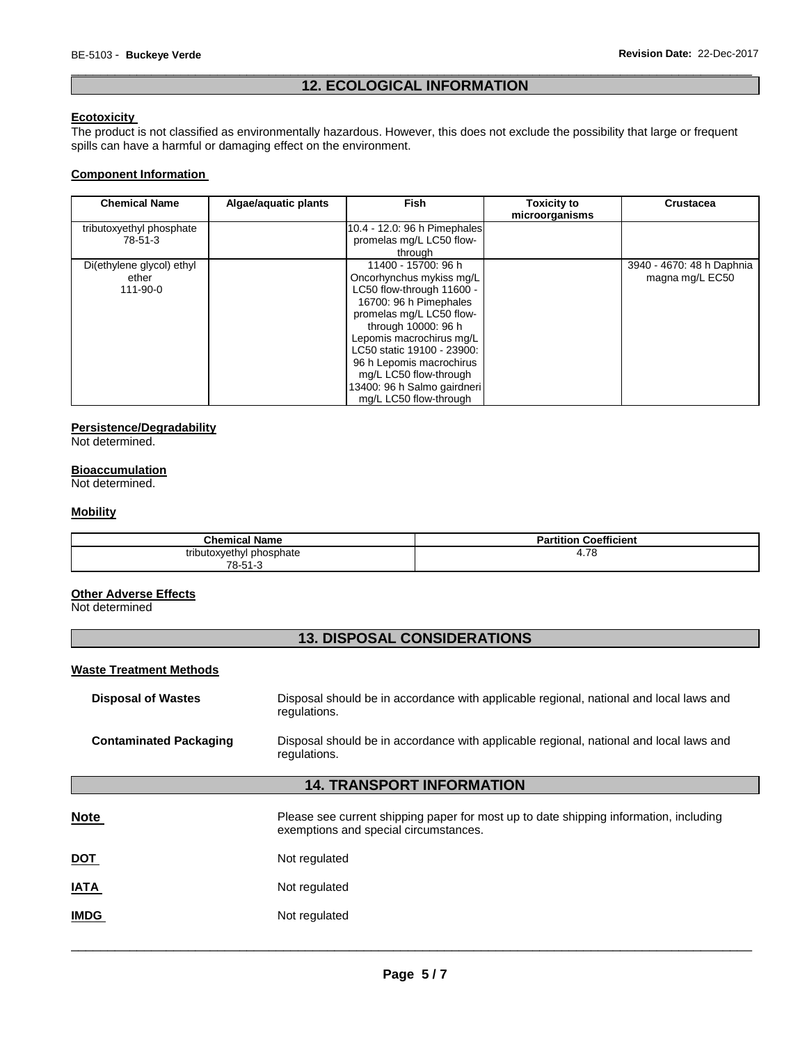## 12. ECOLOGICAL INFORMATION

**Ecotoxicity**

The product is not classified as environmentally hazardous. However, this does not exclude the possibility that large or frequent spills can have a harmful or damaging effect on the environment.

**Component Information**

| Chemical Name | Algae/aquatic plants | Fish | Toxicity to microorganisms | Crustacea |
|---|---|---|---|---|
| tributoxyethyl phosphate 78-51-3 | | 10.4 - 12.0: 96 h Pimephales promelas mg/L LC50 flow-through | | |
| Di(ethylene glycol) ethyl ether 111-90-0 | | 11400 - 15700: 96 h Oncorhynchus mykiss mg/L LC50 flow-through 11600 - 16700: 96 h Pimephales promelas mg/L LC50 flow-through 10000: 96 h Lepomis macrochirus mg/L LC50 static 19100 - 23900: 96 h Lepomis macrochirus mg/L LC50 flow-through 13400: 96 h Salmo gairdneri mg/L LC50 flow-through | | 3940 - 4670: 48 h Daphnia magna mg/L EC50 |

**Persistence/Degradability**

Not determined.

**Bioaccumulation**

Not determined.

**Mobility**

| Chemical Name | Partition Coefficient |
|---|---|
| tributoxyethyl phosphate 78-51-3 | 4.78 |

**Other Adverse Effects**

Not determined

## 13. DISPOSAL CONSIDERATIONS

**Waste Treatment Methods**

**Disposal of Wastes** Disposal should be in accordance with applicable regional, national and local laws and regulations.

**Contaminated Packaging** Disposal should be in accordance with applicable regional, national and local laws and regulations.

## 14. TRANSPORT INFORMATION

**Note** Please see current shipping paper for most up to date shipping information, including exemptions and special circumstances.

**DOT** Not regulated

**IATA** Not regulated

**IMDG** Not regulated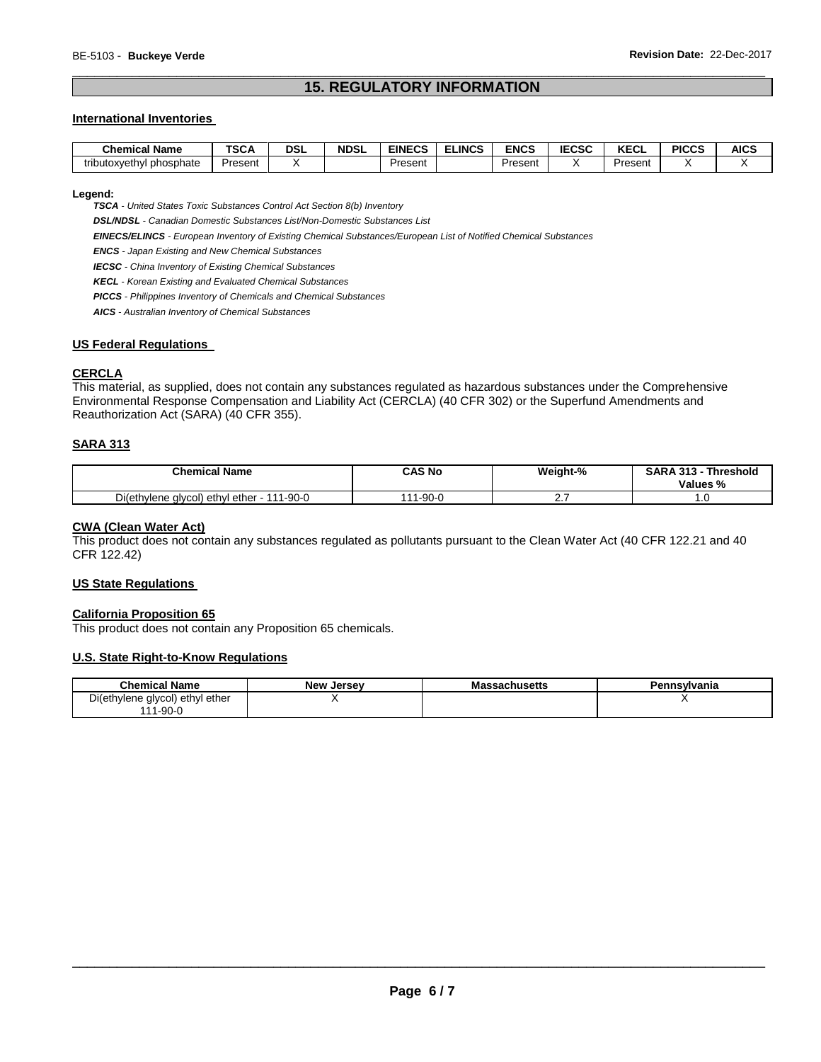# 15. REGULATORY INFORMATION

## International Inventories

| Chemical Name | TSCA | DSL | NDSL | EINECS | ELINCS | ENCS | IECSC | KECL | PICCS | AICS |
|---|---|---|---|---|---|---|---|---|---|---|
| tributoxyethyl phosphate | Present | X | | Present | | Present | X | Present | X | X |

**Legend:**

***TSCA*** *- United States Toxic Substances Control Act Section 8(b) Inventory*

***DSL/NDSL*** *- Canadian Domestic Substances List/Non-Domestic Substances List*

***EINECS/ELINCS*** *- European Inventory of Existing Chemical Substances/European List of Notified Chemical Substances*

***ENCS*** *- Japan Existing and New Chemical Substances*

***IECSC*** *- China Inventory of Existing Chemical Substances*

***KECL*** *- Korean Existing and Evaluated Chemical Substances*

***PICCS*** *- Philippines Inventory of Chemicals and Chemical Substances*

***AICS*** *- Australian Inventory of Chemical Substances*

## US Federal Regulations

### CERCLA

This material, as supplied, does not contain any substances regulated as hazardous substances under the Comprehensive Environmental Response Compensation and Liability Act (CERCLA) (40 CFR 302) or the Superfund Amendments and Reauthorization Act (SARA) (40 CFR 355).

### SARA 313

| Chemical Name | CAS No | Weight-% | SARA 313 - Threshold Values % |
|---|---|---|---|
| Di(ethylene glycol) ethyl ether - 111-90-0 | 111-90-0 | 2.7 | 1.0 |

### CWA (Clean Water Act)

This product does not contain any substances regulated as pollutants pursuant to the Clean Water Act (40 CFR 122.21 and 40 CFR 122.42)

## US State Regulations

### California Proposition 65

This product does not contain any Proposition 65 chemicals.

### U.S. State Right-to-Know Regulations

| Chemical Name | New Jersey | Massachusetts | Pennsylvania |
|---|---|---|---|
| Di(ethylene glycol) ethyl ether 111-90-0 | X | | X |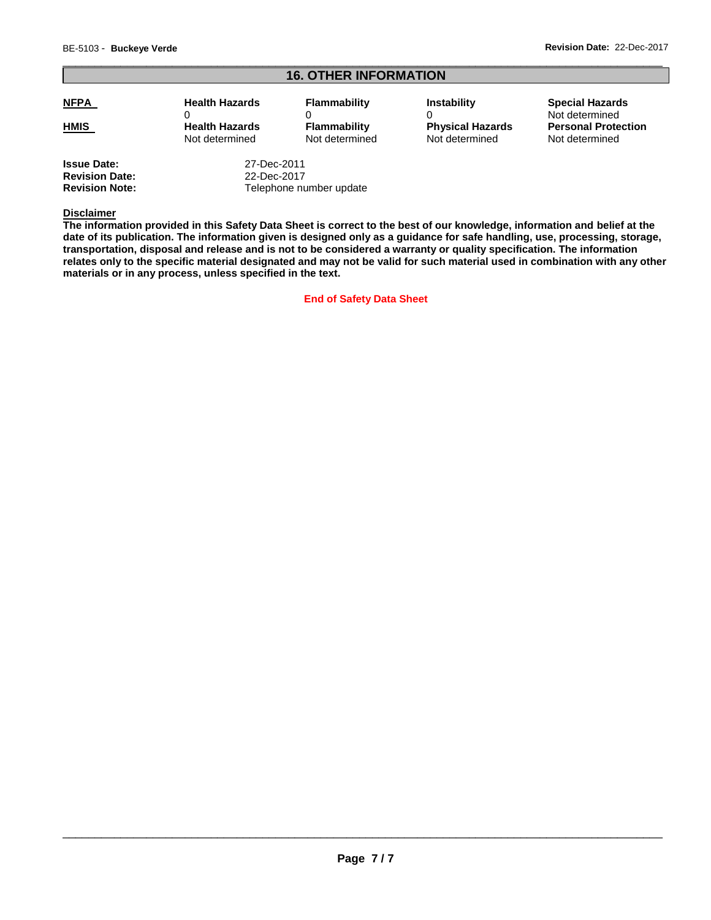## 16. OTHER INFORMATION

| | | | | |
|---|---|---|---|---|
| **NFPA** | **Health Hazards** 0 | **Flammability** 0 | **Instability** 0 | **Special Hazards** Not determined |
| **HMIS** | **Health Hazards** Not determined | **Flammability** Not determined | **Physical Hazards** Not determined | **Personal Protection** Not determined |

**Issue Date:** 27-Dec-2011
**Revision Date:** 22-Dec-2017
**Revision Note:** Telephone number update

**Disclaimer**

**The information provided in this Safety Data Sheet is correct to the best of our knowledge, information and belief at the date of its publication. The information given is designed only as a guidance for safe handling, use, processing, storage, transportation, disposal and release and is not to be considered a warranty or quality specification. The information relates only to the specific material designated and may not be valid for such material used in combination with any other materials or in any process, unless specified in the text.**

**End of Safety Data Sheet**